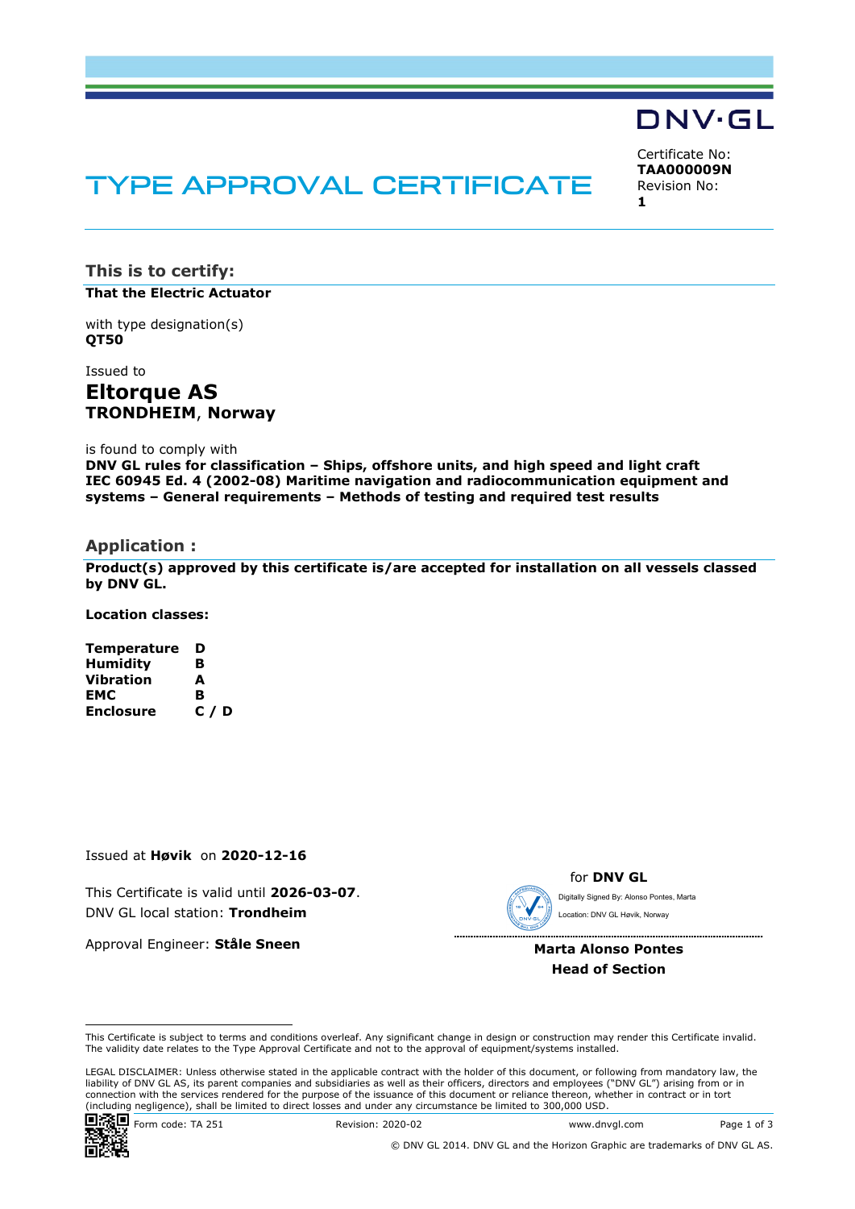DNV·GL

# TYPE APPROVAL CERTIFICATE

Certificate No:
**TAA000009N**
Revision No:
**1**

## This is to certify:

**That the Electric Actuator**

with type designation(s)
**QT50**

Issued to
## Eltorque AS
**TRONDHEIM, Norway**

is found to comply with
**DNV GL rules for classification – Ships, offshore units, and high speed and light craft**
**IEC 60945 Ed. 4 (2002-08) Maritime navigation and radiocommunication equipment and systems – General requirements – Methods of testing and required test results**

## Application :

**Product(s) approved by this certificate is/are accepted for installation on all vessels classed by DNV GL.**

**Location classes:**

| | |
|---|---|
| **Temperature** | **D** |
| **Humidity** | **B** |
| **Vibration** | **A** |
| **EMC** | **B** |
| **Enclosure** | **C / D** |

Issued at **Høvik** on **2020-12-16**

This Certificate is valid until **2026-03-07**.
DNV GL local station: **Trondheim**

Approval Engineer: **Ståle Sneen**

for **DNV GL**

Digitally Signed By: Alonso Pontes, Marta
Location: DNV GL Høvik, Norway

**Marta Alonso Pontes**
**Head of Section**

This Certificate is subject to terms and conditions overleaf. Any significant change in design or construction may render this Certificate invalid. The validity date relates to the Type Approval Certificate and not to the approval of equipment/systems installed.

LEGAL DISCLAIMER: Unless otherwise stated in the applicable contract with the holder of this document, or following from mandatory law, the liability of DNV GL AS, its parent companies and subsidiaries as well as their officers, directors and employees ("DNV GL") arising from or in connection with the services rendered for the purpose of the issuance of this document or reliance thereon, whether in contract or in tort (including negligence), shall be limited to direct losses and under any circumstance be limited to 300,000 USD.

Form code: TA 251 Revision: 2020-02 www.dnvgl.com

© DNV GL 2014. DNV GL and the Horizon Graphic are trademarks of DNV GL AS.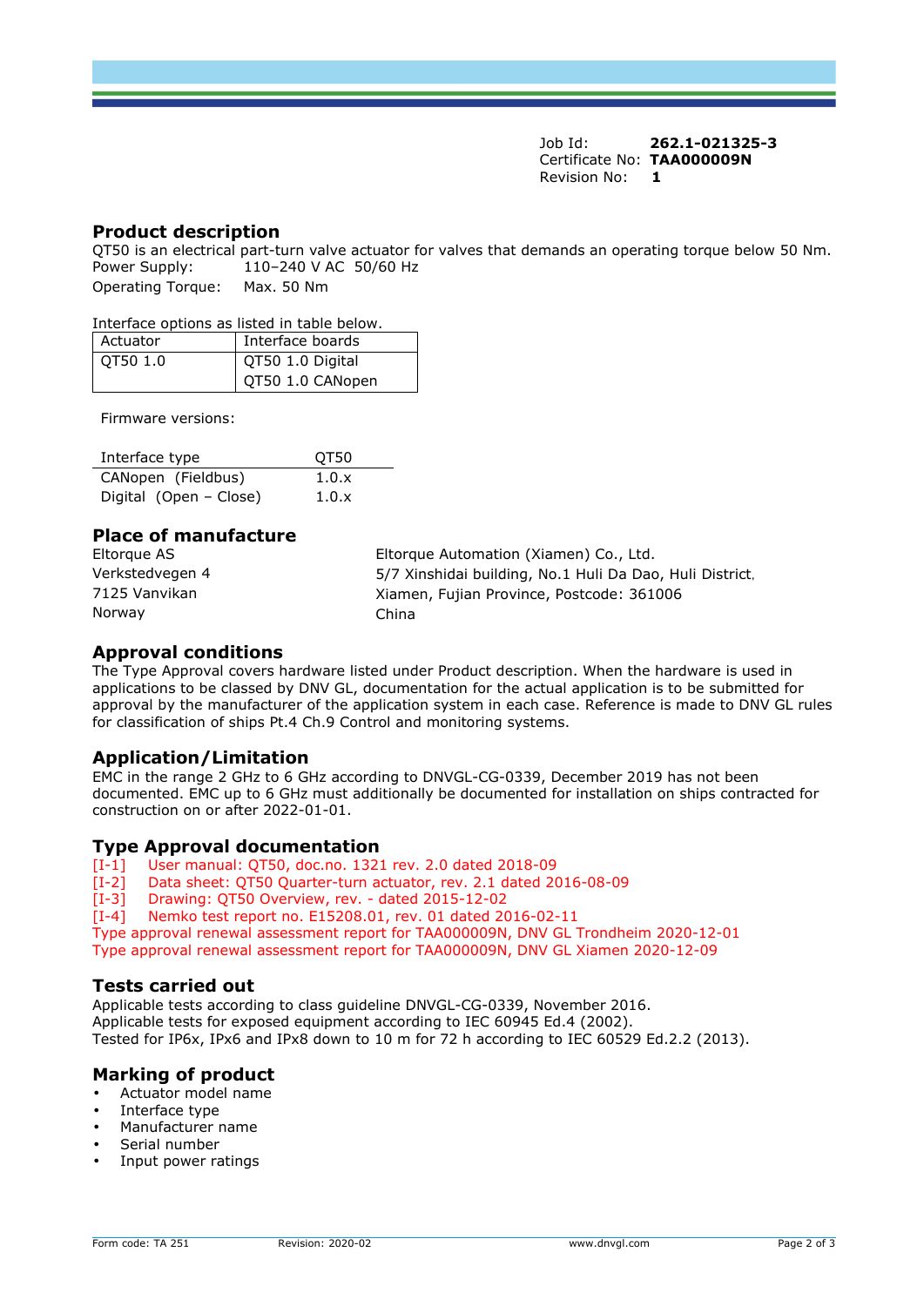Job Id: **262.1-021325-3**
Certificate No: **TAA000009N**
Revision No: **1**

## Product description

QT50 is an electrical part-turn valve actuator for valves that demands an operating torque below 50 Nm.

Power Supply: 110–240 V AC 50/60 Hz

Operating Torque: Max. 50 Nm

Interface options as listed in table below.

| Actuator | Interface boards |
| --- | --- |
| QT50 1.0 | QT50 1.0 Digital |
| | QT50 1.0 CANopen |

Firmware versions:

| Interface type | QT50 |
| --- | --- |
| CANopen (Fieldbus) | 1.0.x |
| Digital (Open – Close) | 1.0.x |

## Place of manufacture

Eltorque AS
Verkstedvegen 4
7125 Vanvikan
Norway

Eltorque Automation (Xiamen) Co., Ltd.
5/7 Xinshidai building, No.1 Huli Da Dao, Huli District,
Xiamen, Fujian Province, Postcode: 361006
China

## Approval conditions

The Type Approval covers hardware listed under Product description. When the hardware is used in applications to be classed by DNV GL, documentation for the actual application is to be submitted for approval by the manufacturer of the application system in each case. Reference is made to DNV GL rules for classification of ships Pt.4 Ch.9 Control and monitoring systems.

## Application/Limitation

EMC in the range 2 GHz to 6 GHz according to DNVGL-CG-0339, December 2019 has not been documented. EMC up to 6 GHz must additionally be documented for installation on ships contracted for construction on or after 2022-01-01.

## Type Approval documentation

[I-1] User manual: QT50, doc.no. 1321 rev. 2.0 dated 2018-09
[I-2] Data sheet: QT50 Quarter-turn actuator, rev. 2.1 dated 2016-08-09
[I-3] Drawing: QT50 Overview, rev. - dated 2015-12-02
[I-4] Nemko test report no. E15208.01, rev. 01 dated 2016-02-11
Type approval renewal assessment report for TAA000009N, DNV GL Trondheim 2020-12-01
Type approval renewal assessment report for TAA000009N, DNV GL Xiamen 2020-12-09

## Tests carried out

Applicable tests according to class guideline DNVGL-CG-0339, November 2016.
Applicable tests for exposed equipment according to IEC 60945 Ed.4 (2002).
Tested for IP6x, IPx6 and IPx8 down to 10 m for 72 h according to IEC 60529 Ed.2.2 (2013).

## Marking of product

- Actuator model name
- Interface type
- Manufacturer name
- Serial number
- Input power ratings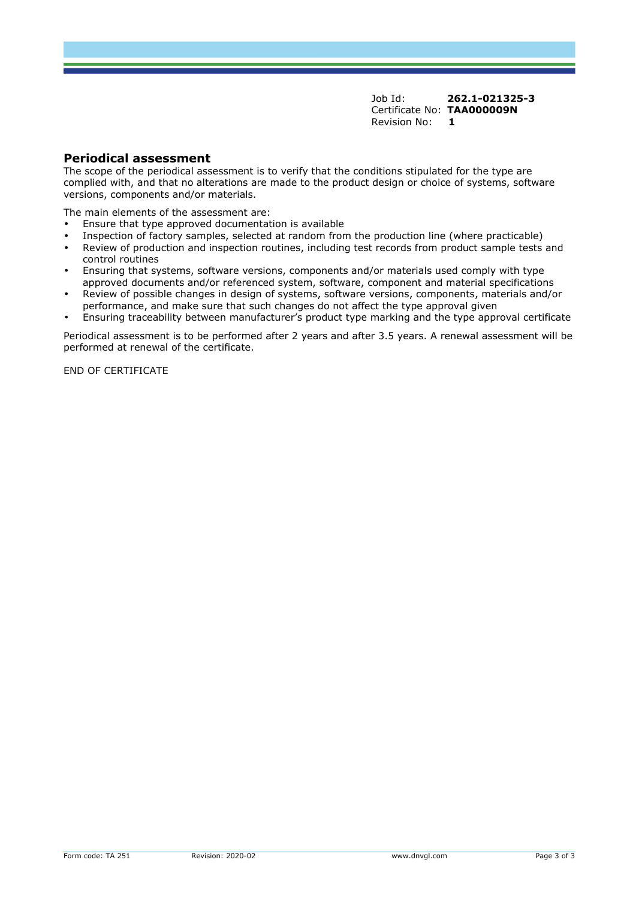Job Id: **262.1-021325-3**
Certificate No: **TAA000009N**
Revision No: **1**

## Periodical assessment

The scope of the periodical assessment is to verify that the conditions stipulated for the type are complied with, and that no alterations are made to the product design or choice of systems, software versions, components and/or materials.

The main elements of the assessment are:

- Ensure that type approved documentation is available
- Inspection of factory samples, selected at random from the production line (where practicable)
- Review of production and inspection routines, including test records from product sample tests and control routines
- Ensuring that systems, software versions, components and/or materials used comply with type approved documents and/or referenced system, software, component and material specifications
- Review of possible changes in design of systems, software versions, components, materials and/or performance, and make sure that such changes do not affect the type approval given
- Ensuring traceability between manufacturer's product type marking and the type approval certificate

Periodical assessment is to be performed after 2 years and after 3.5 years. A renewal assessment will be performed at renewal of the certificate.

END OF CERTIFICATE

Form code: TA 251 Revision: 2020-02 www.dnvgl.com